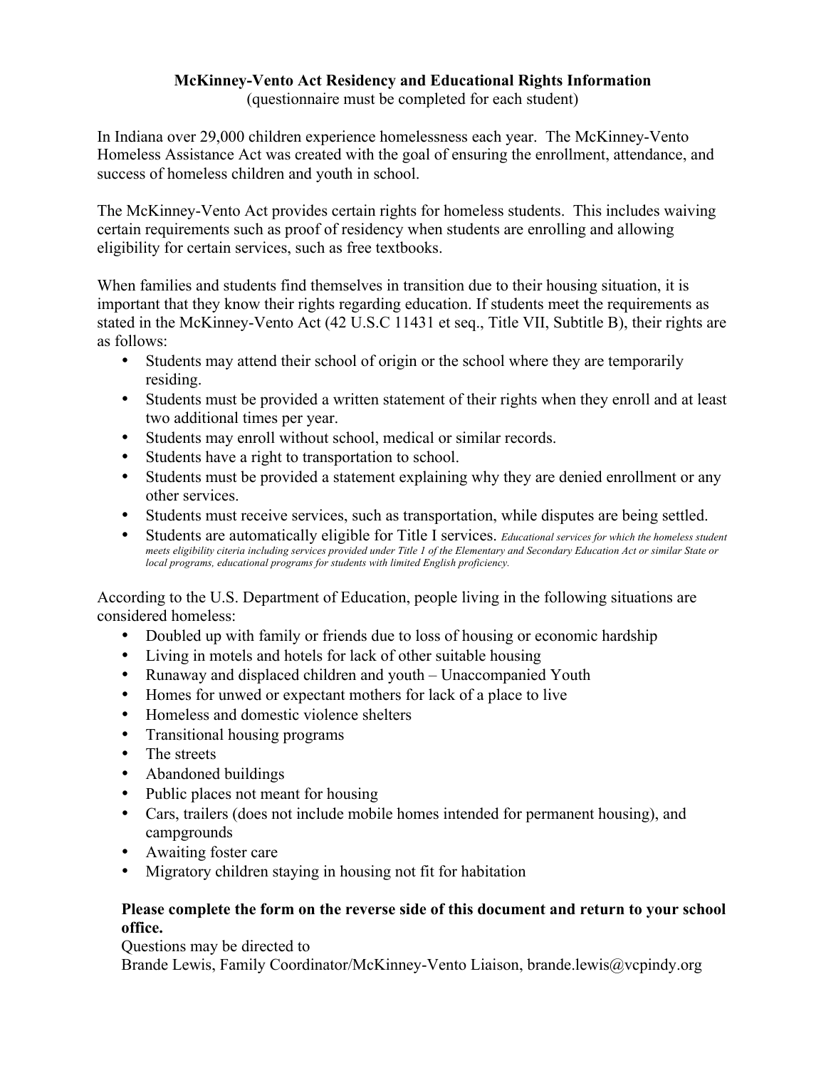**McKinney-Vento Act Residency and Educational Rights Information**
(questionnaire must be completed for each student)

In Indiana over 29,000 children experience homelessness each year. The McKinney-Vento Homeless Assistance Act was created with the goal of ensuring the enrollment, attendance, and success of homeless children and youth in school.

The McKinney-Vento Act provides certain rights for homeless students. This includes waiving certain requirements such as proof of residency when students are enrolling and allowing eligibility for certain services, such as free textbooks.

When families and students find themselves in transition due to their housing situation, it is important that they know their rights regarding education. If students meet the requirements as stated in the McKinney-Vento Act (42 U.S.C 11431 et seq., Title VII, Subtitle B), their rights are as follows:

- Students may attend their school of origin or the school where they are temporarily residing.
- Students must be provided a written statement of their rights when they enroll and at least two additional times per year.
- Students may enroll without school, medical or similar records.
- Students have a right to transportation to school.
- Students must be provided a statement explaining why they are denied enrollment or any other services.
- Students must receive services, such as transportation, while disputes are being settled.
- Students are automatically eligible for Title I services. *Educational services for which the homeless student meets eligibility citeria including services provided under Title 1 of the Elementary and Secondary Education Act or similar State or local programs, educational programs for students with limited English proficiency.*

According to the U.S. Department of Education, people living in the following situations are considered homeless:

- Doubled up with family or friends due to loss of housing or economic hardship
- Living in motels and hotels for lack of other suitable housing
- Runaway and displaced children and youth – Unaccompanied Youth
- Homes for unwed or expectant mothers for lack of a place to live
- Homeless and domestic violence shelters
- Transitional housing programs
- The streets
- Abandoned buildings
- Public places not meant for housing
- Cars, trailers (does not include mobile homes intended for permanent housing), and campgrounds
- Awaiting foster care
- Migratory children staying in housing not fit for habitation

**Please complete the form on the reverse side of this document and return to your school office.**

Questions may be directed to
Brande Lewis, Family Coordinator/McKinney-Vento Liaison, brande.lewis@vcpindy.org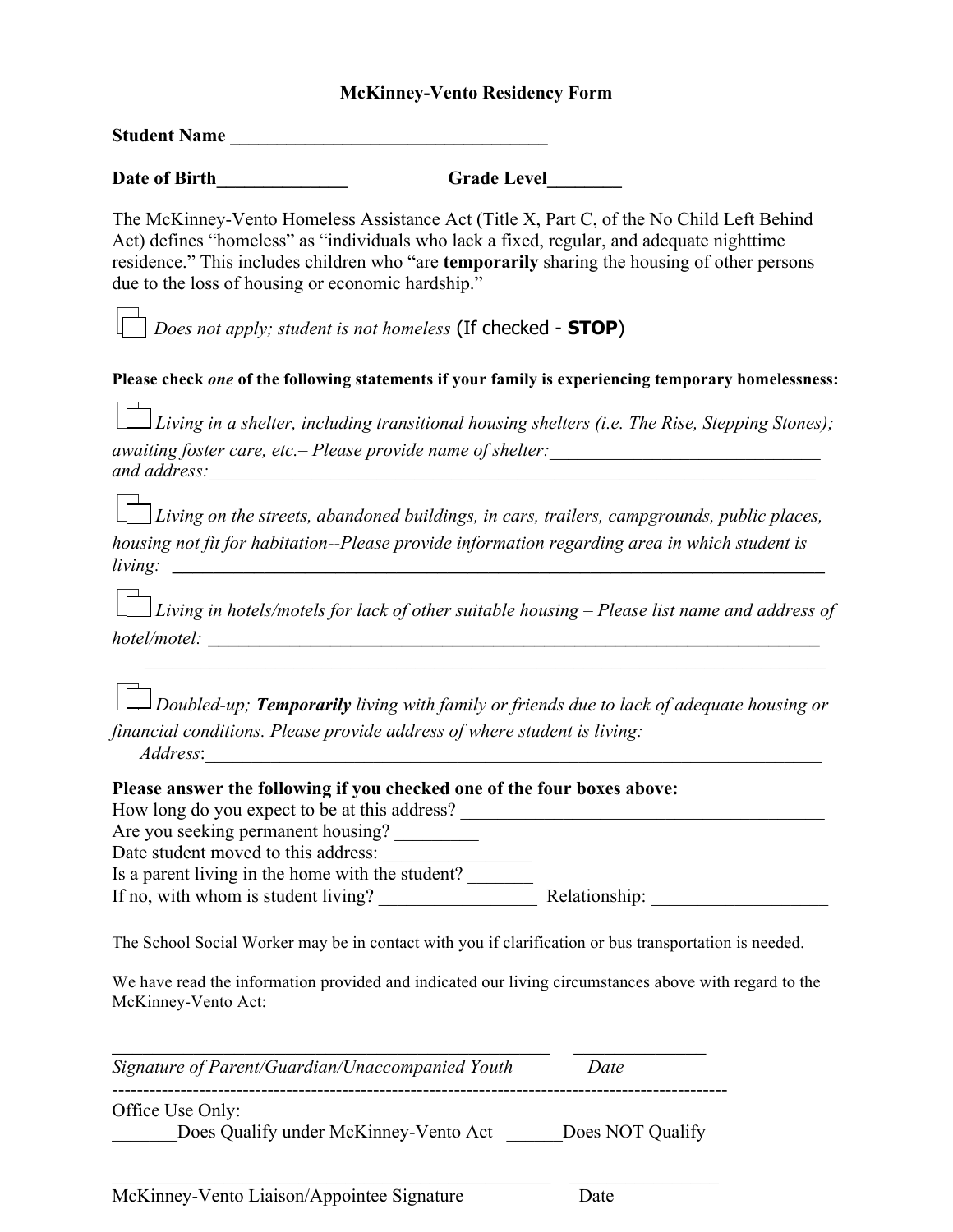# McKinney-Vento Residency Form

**Student Name ___________________________________**

**Date of Birth______________** **Grade Level________**

The McKinney-Vento Homeless Assistance Act (Title X, Part C, of the No Child Left Behind Act) defines "homeless" as "individuals who lack a fixed, regular, and adequate nighttime residence." This includes children who "are **temporarily** sharing the housing of other persons due to the loss of housing or economic hardship."

☐ *Does not apply; student is not homeless* (If checked - **STOP**)

**Please check *one* of the following statements if your family is experiencing temporary homelessness:**

☐ *Living in a shelter, including transitional housing shelters (i.e. The Rise, Stepping Stones); awaiting foster care, etc.– Please provide name of shelter:*_____________________________ *and address:*_____________________________________________________________________

☐ *Living on the streets, abandoned buildings, in cars, trailers, campgrounds, public places, housing not fit for habitation--Please provide information regarding area in which student is living:* ________________________________________________________________________

☐ *Living in hotels/motels for lack of other suitable housing – Please list name and address of hotel/motel:* ____________________________________________________________________
________________________________________________________________________________

☐ *Doubled-up; **Temporarily** living with family or friends due to lack of adequate housing or financial conditions. Please provide address of where student is living:*
*Address*:_________________________________________________________________________

**Please answer the following if you checked one of the four boxes above:**

How long do you expect to be at this address? ________________________________________
Are you seeking permanent housing? _________
Date student moved to this address: ________________
Is a parent living in the home with the student? _______
If no, with whom is student living? _________________ Relationship: ___________________

The School Social Worker may be in contact with you if clarification or bus transportation is needed.

We have read the information provided and indicated our living circumstances above with regard to the McKinney-Vento Act:

_______________________________________________ _______________
*Signature of Parent/Guardian/Unaccompanied Youth* *Date*

-----------------------------------------------------------------------------------------------

Office Use Only:
_______Does Qualify under McKinney-Vento Act ______Does NOT Qualify

_______________________________________________ _________________
McKinney-Vento Liaison/Appointee Signature Date